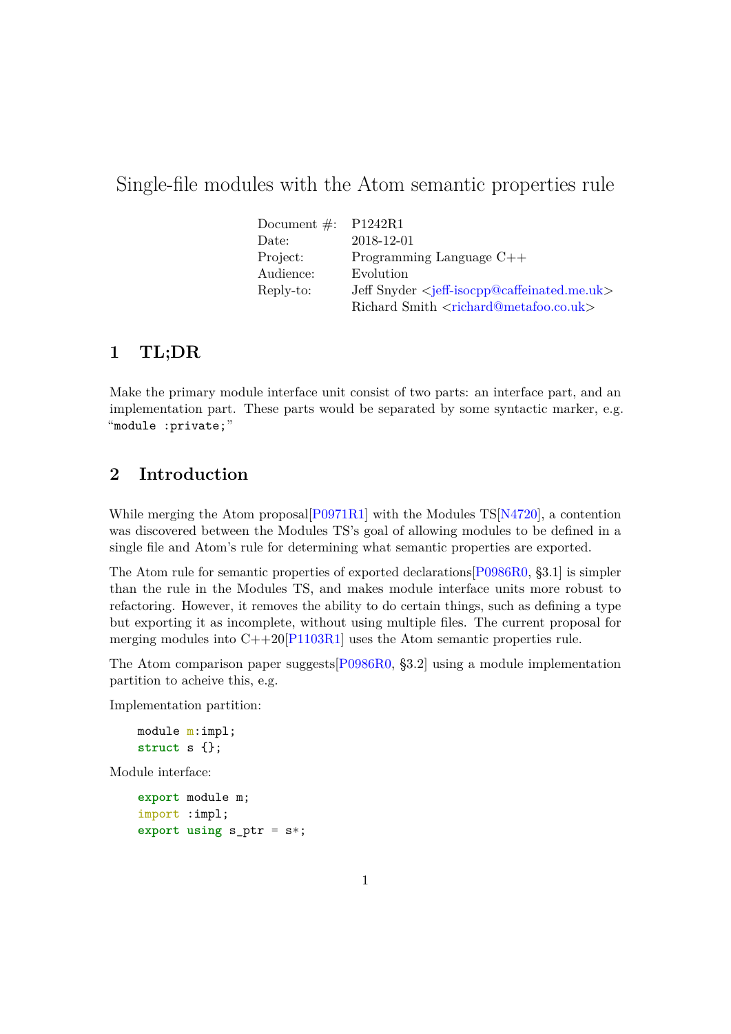# Single-file modules with the Atom semantic properties rule

| | |
|---|---|
| Document #: | P1242R1 |
| Date: | 2018-12-01 |
| Project: | Programming Language C++ |
| Audience: | Evolution |
| Reply-to: | Jeff Snyder <jeff-isocpp@caffeinated.me.uk> |
| | Richard Smith <richard@metafoo.co.uk> |

## 1 TL;DR

Make the primary module interface unit consist of two parts: an interface part, and an implementation part. These parts would be separated by some syntactic marker, e.g. "`module :private;`"

## 2 Introduction

While merging the Atom proposal[P0971R1] with the Modules TS[N4720], a contention was discovered between the Modules TS's goal of allowing modules to be defined in a single file and Atom's rule for determining what semantic properties are exported.

The Atom rule for semantic properties of exported declarations[P0986R0, §3.1] is simpler than the rule in the Modules TS, and makes module interface units more robust to refactoring. However, it removes the ability to do certain things, such as defining a type but exporting it as incomplete, without using multiple files. The current proposal for merging modules into C++20[P1103R1] uses the Atom semantic properties rule.

The Atom comparison paper suggests[P0986R0, §3.2] using a module implementation partition to acheive this, e.g.

Implementation partition:

```
module m:impl;
struct s {};
```

Module interface:

```
export module m;
import :impl;
export using s_ptr = s*;
```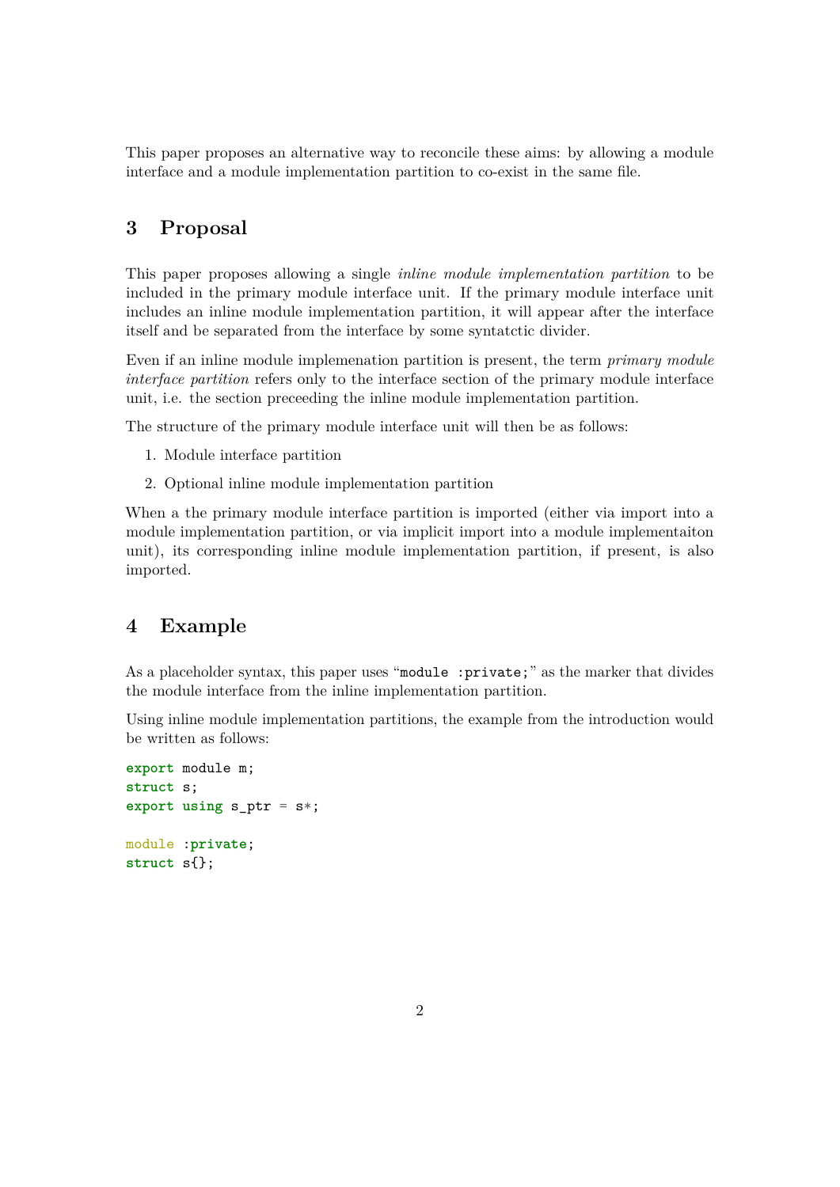This paper proposes an alternative way to reconcile these aims: by allowing a module interface and a module implementation partition to co-exist in the same file.

## 3 Proposal

This paper proposes allowing a single *inline module implementation partition* to be included in the primary module interface unit. If the primary module interface unit includes an inline module implementation partition, it will appear after the interface itself and be separated from the interface by some syntatctic divider.

Even if an inline module implemenation partition is present, the term *primary module interface partition* refers only to the interface section of the primary module interface unit, i.e. the section preceeding the inline module implementation partition.

The structure of the primary module interface unit will then be as follows:

1. Module interface partition
2. Optional inline module implementation partition

When a the primary module interface partition is imported (either via import into a module implementation partition, or via implicit import into a module implementaiton unit), its corresponding inline module implementation partition, if present, is also imported.

## 4 Example

As a placeholder syntax, this paper uses "`module :private;`" as the marker that divides the module interface from the inline implementation partition.

Using inline module implementation partitions, the example from the introduction would be written as follows:

```
export module m;
struct s;
export using s_ptr = s*;

module :private;
struct s{};
```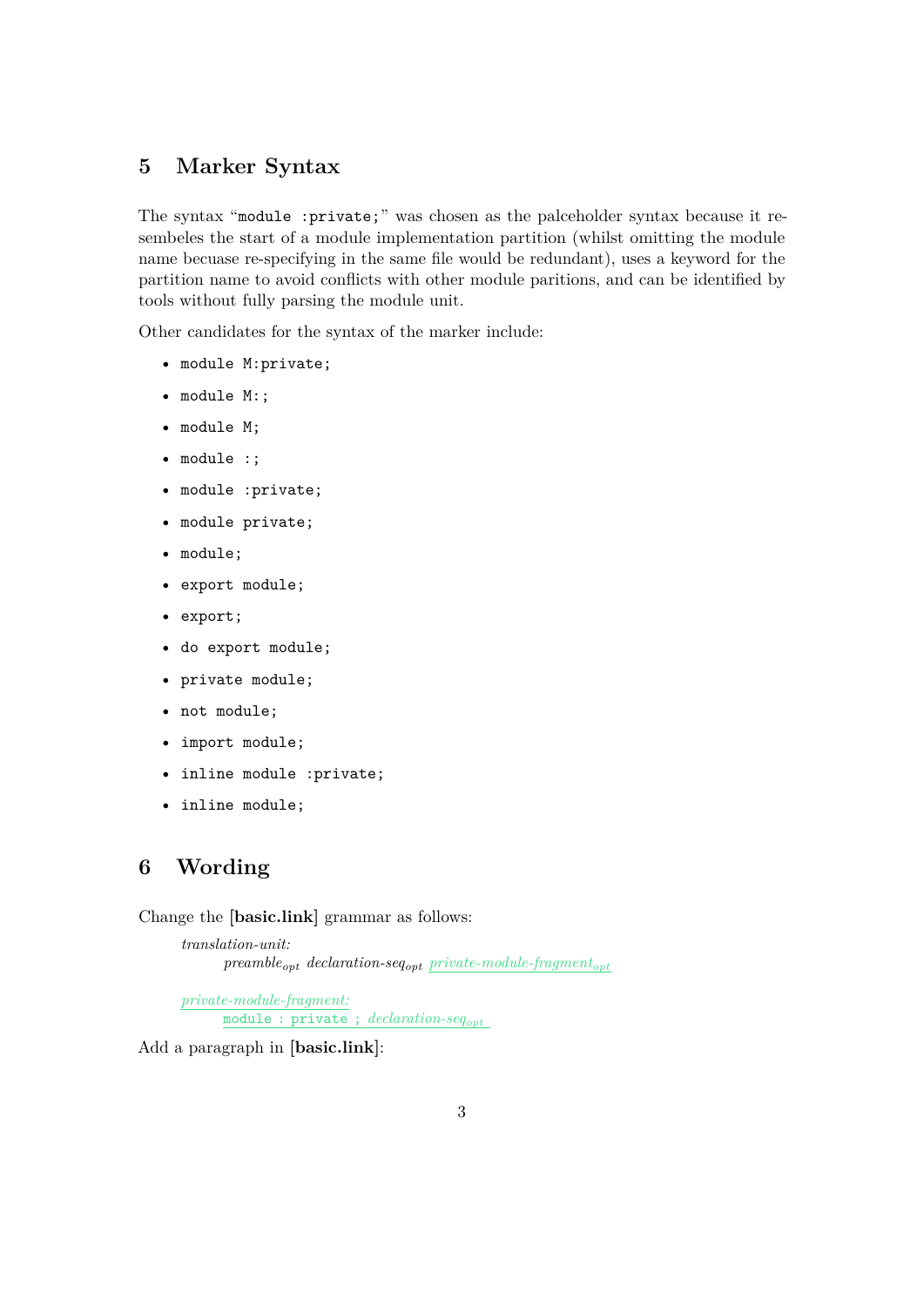## 5 Marker Syntax

The syntax "`module :private;`" was chosen as the palceholder syntax because it resembeles the start of a module implementation partition (whilst omitting the module name becuase re-specifying in the same file would be redundant), uses a keyword for the partition name to avoid conflicts with other module paritions, and can be identified by tools without fully parsing the module unit.

Other candidates for the syntax of the marker include:

- `module M:private;`
- `module M:;`
- `module M;`
- `module :;`
- `module :private;`
- `module private;`
- `module;`
- `export module;`
- `export;`
- `do export module;`
- `private module;`
- `not module;`
- `import module;`
- `inline module :private;`
- `inline module;`

## 6 Wording

Change the **[basic.link]** grammar as follows:

> *translation-unit:*
> &nbsp;&nbsp;&nbsp;&nbsp;*preamble*$_{opt}$ *declaration-seq*$_{opt}$ <ins>*private-module-fragment*$_{opt}$</ins>
>
> <ins>*private-module-fragment:*</ins>
> &nbsp;&nbsp;&nbsp;&nbsp;<ins>`module : private ;` *declaration-seq*$_{opt}$</ins>

Add a paragraph in **[basic.link]**: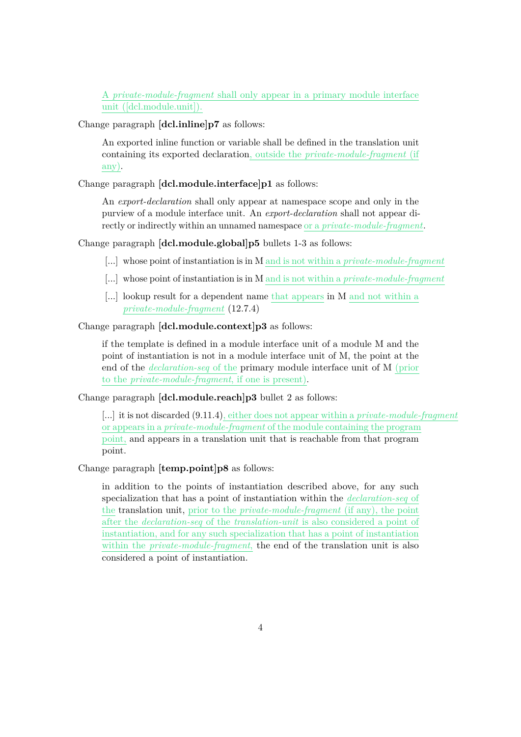> A *private-module-fragment* shall only appear in a primary module interface unit ([dcl.module.unit]).

Change paragraph **[dcl.inline]p7** as follows:

> An exported inline function or variable shall be defined in the translation unit containing its exported declaration, outside the *private-module-fragment* (if any).

Change paragraph **[dcl.module.interface]p1** as follows:

> An *export-declaration* shall only appear at namespace scope and only in the purview of a module interface unit. An *export-declaration* shall not appear directly or indirectly within an unnamed namespace or a *private-module-fragment*.

Change paragraph **[dcl.module.global]p5** bullets 1-3 as follows:

> - [...] whose point of instantiation is in M and is not within a *private-module-fragment*
> - [...] whose point of instantiation is in M and is not within a *private-module-fragment*
> - [...] lookup result for a dependent name that appears in M and not within a *private-module-fragment* (12.7.4)

Change paragraph **[dcl.module.context]p3** as follows:

> if the template is defined in a module interface unit of a module M and the point of instantiation is not in a module interface unit of M, the point at the end of the *declaration-seq* of the primary module interface unit of M (prior to the *private-module-fragment*, if one is present).

Change paragraph **[dcl.module.reach]p3** bullet 2 as follows:

> [...] it is not discarded (9.11.4), either does not appear within a *private-module-fragment* or appears in a *private-module-fragment* of the module containing the program point, and appears in a translation unit that is reachable from that program point.

Change paragraph **[temp.point]p8** as follows:

> in addition to the points of instantiation described above, for any such specialization that has a point of instantiation within the *declaration-seq* of the translation unit, prior to the *private-module-fragment* (if any), the point after the *declaration-seq* of the *translation-unit* is also considered a point of instantiation, and for any such specialization that has a point of instantiation within the *private-module-fragment*, the end of the translation unit is also considered a point of instantiation.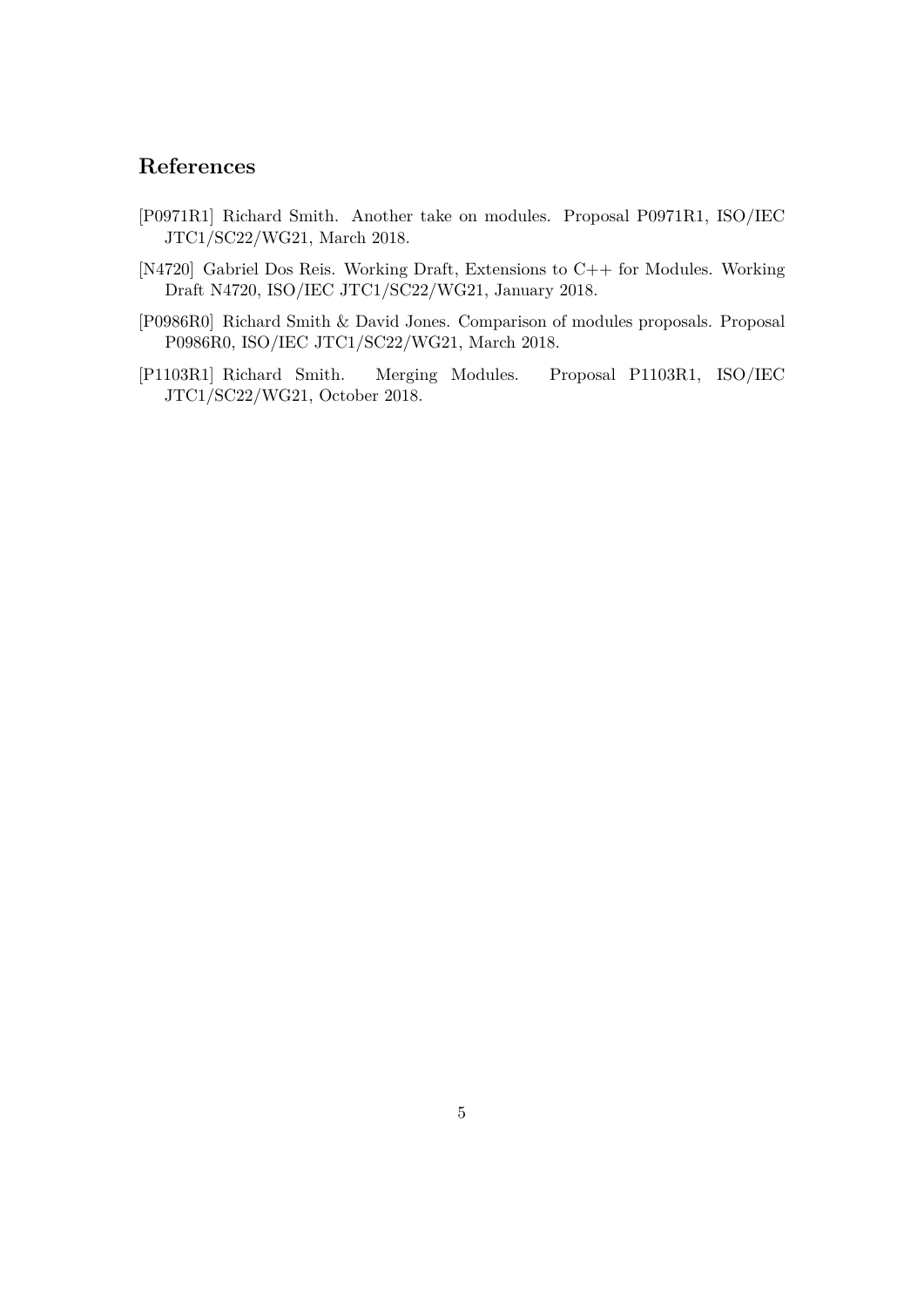## References

[P0971R1] Richard Smith. Another take on modules. Proposal P0971R1, ISO/IEC JTC1/SC22/WG21, March 2018.

[N4720] Gabriel Dos Reis. Working Draft, Extensions to C++ for Modules. Working Draft N4720, ISO/IEC JTC1/SC22/WG21, January 2018.

[P0986R0] Richard Smith & David Jones. Comparison of modules proposals. Proposal P0986R0, ISO/IEC JTC1/SC22/WG21, March 2018.

[P1103R1] Richard Smith. Merging Modules. Proposal P1103R1, ISO/IEC JTC1/SC22/WG21, October 2018.